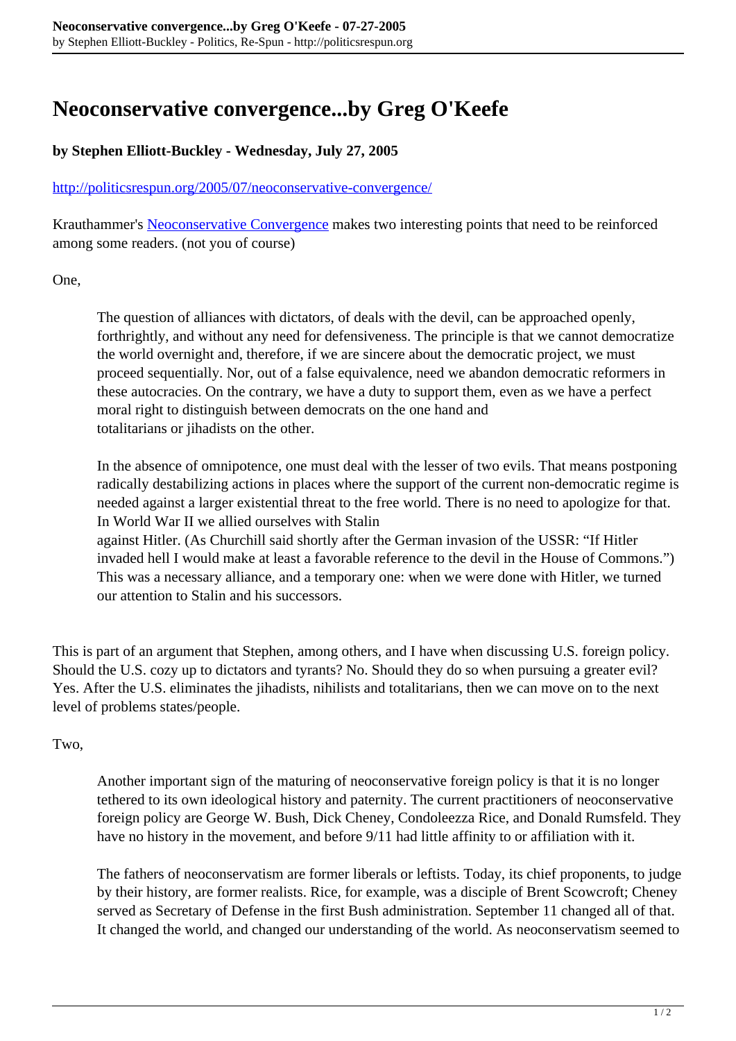# Neoconservative convergence...by Greg O'Keefe

**by Stephen Elliott-Buckley - Wednesday, July 27, 2005**

http://politicsrespun.org/2005/07/neoconservative-convergence/

Krauthammer's Neoconservative Convergence makes two interesting points that need to be reinforced among some readers. (not you of course)

One,

> The question of alliances with dictators, of deals with the devil, can be approached openly, forthrightly, and without any need for defensiveness. The principle is that we cannot democratize the world overnight and, therefore, if we are sincere about the democratic project, we must proceed sequentially. Nor, out of a false equivalence, need we abandon democratic reformers in these autocracies. On the contrary, we have a duty to support them, even as we have a perfect moral right to distinguish between democrats on the one hand and totalitarians or jihadists on the other.
>
> In the absence of omnipotence, one must deal with the lesser of two evils. That means postponing radically destabilizing actions in places where the support of the current non-democratic regime is needed against a larger existential threat to the free world. There is no need to apologize for that. In World War II we allied ourselves with Stalin against Hitler. (As Churchill said shortly after the German invasion of the USSR: "If Hitler invaded hell I would make at least a favorable reference to the devil in the House of Commons.") This was a necessary alliance, and a temporary one: when we were done with Hitler, we turned our attention to Stalin and his successors.

This is part of an argument that Stephen, among others, and I have when discussing U.S. foreign policy. Should the U.S. cozy up to dictators and tyrants? No. Should they do so when pursuing a greater evil? Yes. After the U.S. eliminates the jihadists, nihilists and totalitarians, then we can move on to the next level of problems states/people.

Two,

> Another important sign of the maturing of neoconservative foreign policy is that it is no longer tethered to its own ideological history and paternity. The current practitioners of neoconservative foreign policy are George W. Bush, Dick Cheney, Condoleezza Rice, and Donald Rumsfeld. They have no history in the movement, and before 9/11 had little affinity to or affiliation with it.
>
> The fathers of neoconservatism are former liberals or leftists. Today, its chief proponents, to judge by their history, are former realists. Rice, for example, was a disciple of Brent Scowcroft; Cheney served as Secretary of Defense in the first Bush administration. September 11 changed all of that. It changed the world, and changed our understanding of the world. As neoconservatism seemed to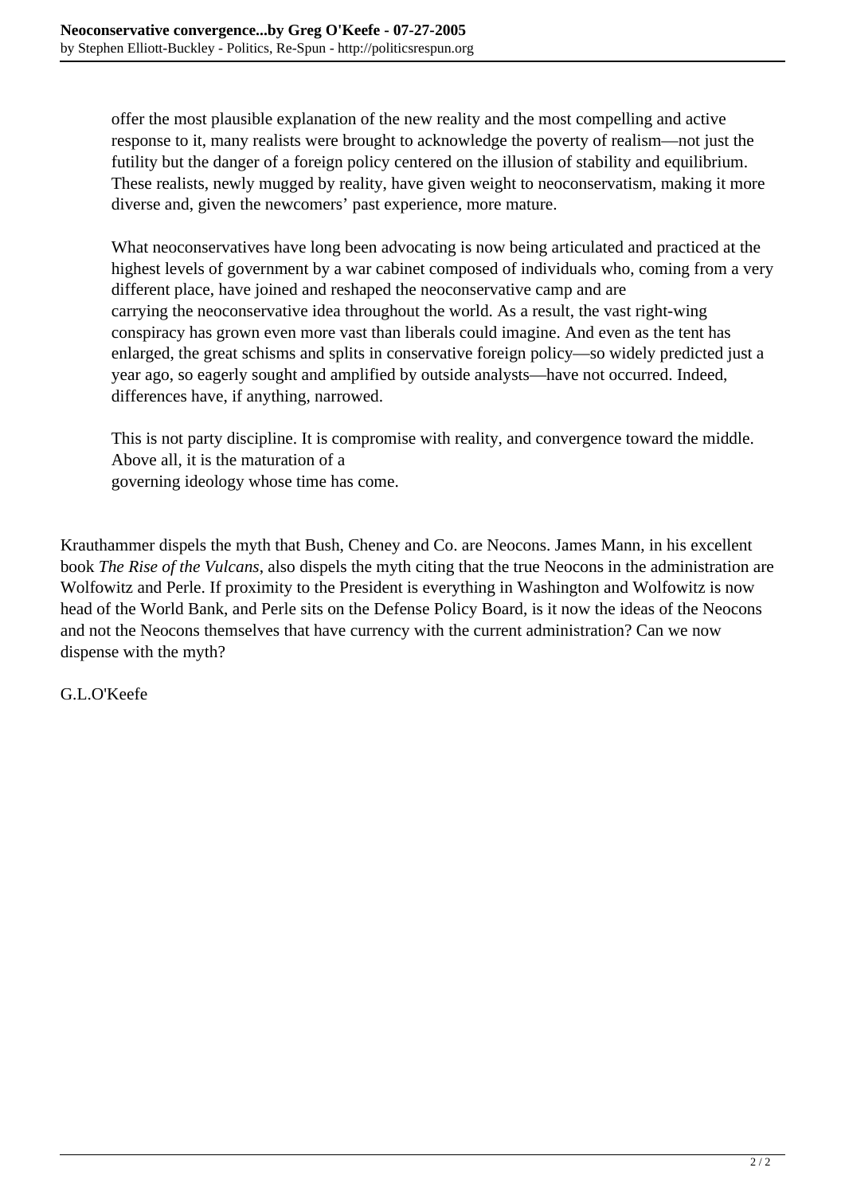> offer the most plausible explanation of the new reality and the most compelling and active response to it, many realists were brought to acknowledge the poverty of realism—not just the futility but the danger of a foreign policy centered on the illusion of stability and equilibrium. These realists, newly mugged by reality, have given weight to neoconservatism, making it more diverse and, given the newcomers' past experience, more mature.
>
> What neoconservatives have long been advocating is now being articulated and practiced at the highest levels of government by a war cabinet composed of individuals who, coming from a very different place, have joined and reshaped the neoconservative camp and are carrying the neoconservative idea throughout the world. As a result, the vast right-wing conspiracy has grown even more vast than liberals could imagine. And even as the tent has enlarged, the great schisms and splits in conservative foreign policy—so widely predicted just a year ago, so eagerly sought and amplified by outside analysts—have not occurred. Indeed, differences have, if anything, narrowed.
>
> This is not party discipline. It is compromise with reality, and convergence toward the middle. Above all, it is the maturation of a governing ideology whose time has come.

Krauthammer dispels the myth that Bush, Cheney and Co. are Neocons. James Mann, in his excellent book *The Rise of the Vulcans*, also dispels the myth citing that the true Neocons in the administration are Wolfowitz and Perle. If proximity to the President is everything in Washington and Wolfowitz is now head of the World Bank, and Perle sits on the Defense Policy Board, is it now the ideas of the Neocons and not the Neocons themselves that have currency with the current administration? Can we now dispense with the myth?

G.L.O'Keefe